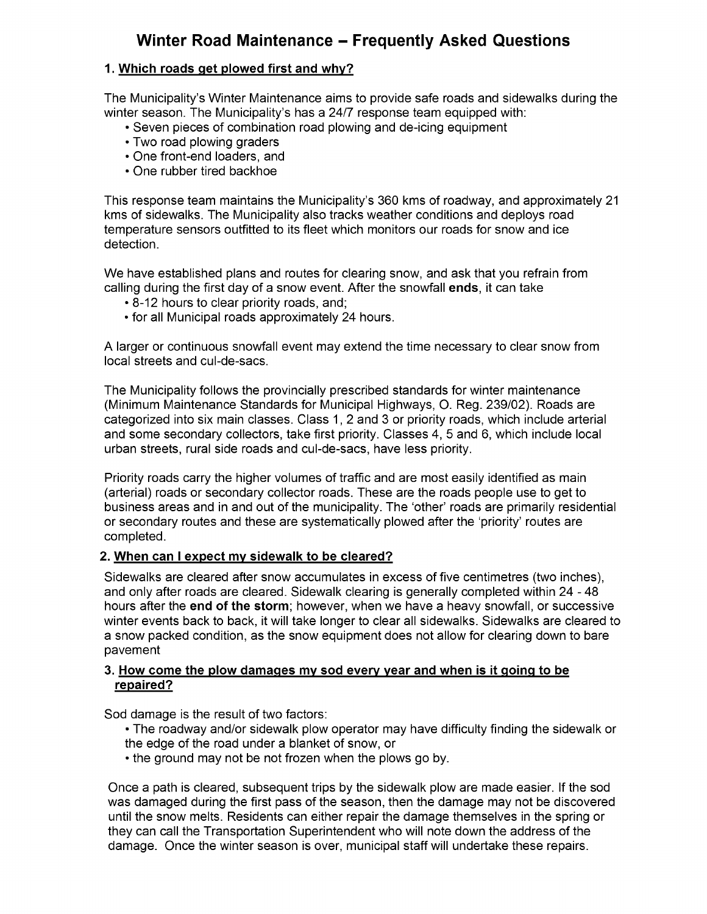# Winter Road Maintenance – Frequently Asked Questions

## 1. Which roads get plowed first and why?

The Municipality's Winter Maintenance aims to provide safe roads and sidewalks during the winter season. The Municipality's has a 24/7 response team equipped with:

- Seven pieces of combination road plowing and de-icing equipment
- Two road plowing graders
- One front-end loaders, and
- One rubber tired backhoe

This response team maintains the Municipality's 360 kms of roadway, and approximately 21 kms of sidewalks. The Municipality also tracks weather conditions and deploys road temperature sensors outfitted to its fleet which monitors our roads for snow and ice detection.

We have established plans and routes for clearing snow, and ask that you refrain from calling during the first day of a snow event. After the snowfall **ends**, it can take

- 8-12 hours to clear priority roads, and;
- for all Municipal roads approximately 24 hours.

A larger or continuous snowfall event may extend the time necessary to clear snow from local streets and cul-de-sacs.

The Municipality follows the provincially prescribed standards for winter maintenance (Minimum Maintenance Standards for Municipal Highways, O. Reg. 239/02). Roads are categorized into six main classes. Class 1, 2 and 3 or priority roads, which include arterial and some secondary collectors, take first priority. Classes 4, 5 and 6, which include local urban streets, rural side roads and cul-de-sacs, have less priority.

Priority roads carry the higher volumes of traffic and are most easily identified as main (arterial) roads or secondary collector roads. These are the roads people use to get to business areas and in and out of the municipality. The 'other' roads are primarily residential or secondary routes and these are systematically plowed after the 'priority' routes are completed.

## 2. When can I expect my sidewalk to be cleared?

Sidewalks are cleared after snow accumulates in excess of five centimetres (two inches), and only after roads are cleared. Sidewalk clearing is generally completed within 24 - 48 hours after the **end of the storm**; however, when we have a heavy snowfall, or successive winter events back to back, it will take longer to clear all sidewalks. Sidewalks are cleared to a snow packed condition, as the snow equipment does not allow for clearing down to bare pavement

## 3. How come the plow damages my sod every year and when is it going to be repaired?

Sod damage is the result of two factors:

- The roadway and/or sidewalk plow operator may have difficulty finding the sidewalk or the edge of the road under a blanket of snow, or
- the ground may not be not frozen when the plows go by.

Once a path is cleared, subsequent trips by the sidewalk plow are made easier. If the sod was damaged during the first pass of the season, then the damage may not be discovered until the snow melts. Residents can either repair the damage themselves in the spring or they can call the Transportation Superintendent who will note down the address of the damage. Once the winter season is over, municipal staff will undertake these repairs.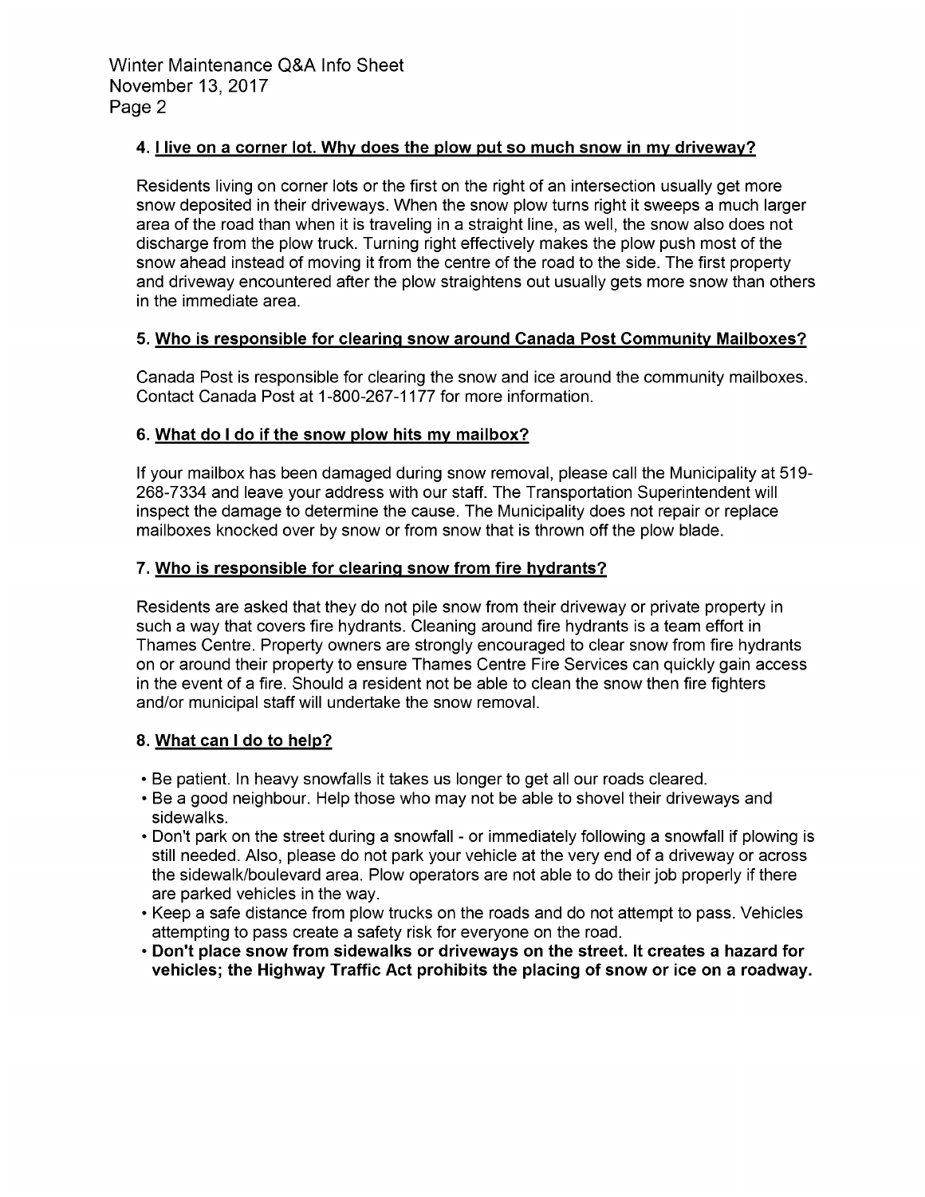### 4. I live on a corner lot. Why does the plow put so much snow in my driveway?

Residents living on corner lots or the first on the right of an intersection usually get more snow deposited in their driveways. When the snow plow turns right it sweeps a much larger area of the road than when it is traveling in a straight line, as well, the snow also does not discharge from the plow truck. Turning right effectively makes the plow push most of the snow ahead instead of moving it from the centre of the road to the side. The first property and driveway encountered after the plow straightens out usually gets more snow than others in the immediate area.

### 5. Who is responsible for clearing snow around Canada Post Community Mailboxes?

Canada Post is responsible for clearing the snow and ice around the community mailboxes. Contact Canada Post at 1-800-267-1177 for more information.

### 6. What do I do if the snow plow hits my mailbox?

If your mailbox has been damaged during snow removal, please call the Municipality at 519-268-7334 and leave your address with our staff. The Transportation Superintendent will inspect the damage to determine the cause. The Municipality does not repair or replace mailboxes knocked over by snow or from snow that is thrown off the plow blade.

### 7. Who is responsible for clearing snow from fire hydrants?

Residents are asked that they do not pile snow from their driveway or private property in such a way that covers fire hydrants. Cleaning around fire hydrants is a team effort in Thames Centre. Property owners are strongly encouraged to clear snow from fire hydrants on or around their property to ensure Thames Centre Fire Services can quickly gain access in the event of a fire. Should a resident not be able to clean the snow then fire fighters and/or municipal staff will undertake the snow removal.

### 8. What can I do to help?

- Be patient. In heavy snowfalls it takes us longer to get all our roads cleared.
- Be a good neighbour. Help those who may not be able to shovel their driveways and sidewalks.
- Don't park on the street during a snowfall - or immediately following a snowfall if plowing is still needed. Also, please do not park your vehicle at the very end of a driveway or across the sidewalk/boulevard area. Plow operators are not able to do their job properly if there are parked vehicles in the way.
- Keep a safe distance from plow trucks on the roads and do not attempt to pass. Vehicles attempting to pass create a safety risk for everyone on the road.
- **Don't place snow from sidewalks or driveways on the street. It creates a hazard for vehicles; the Highway Traffic Act prohibits the placing of snow or ice on a roadway.**